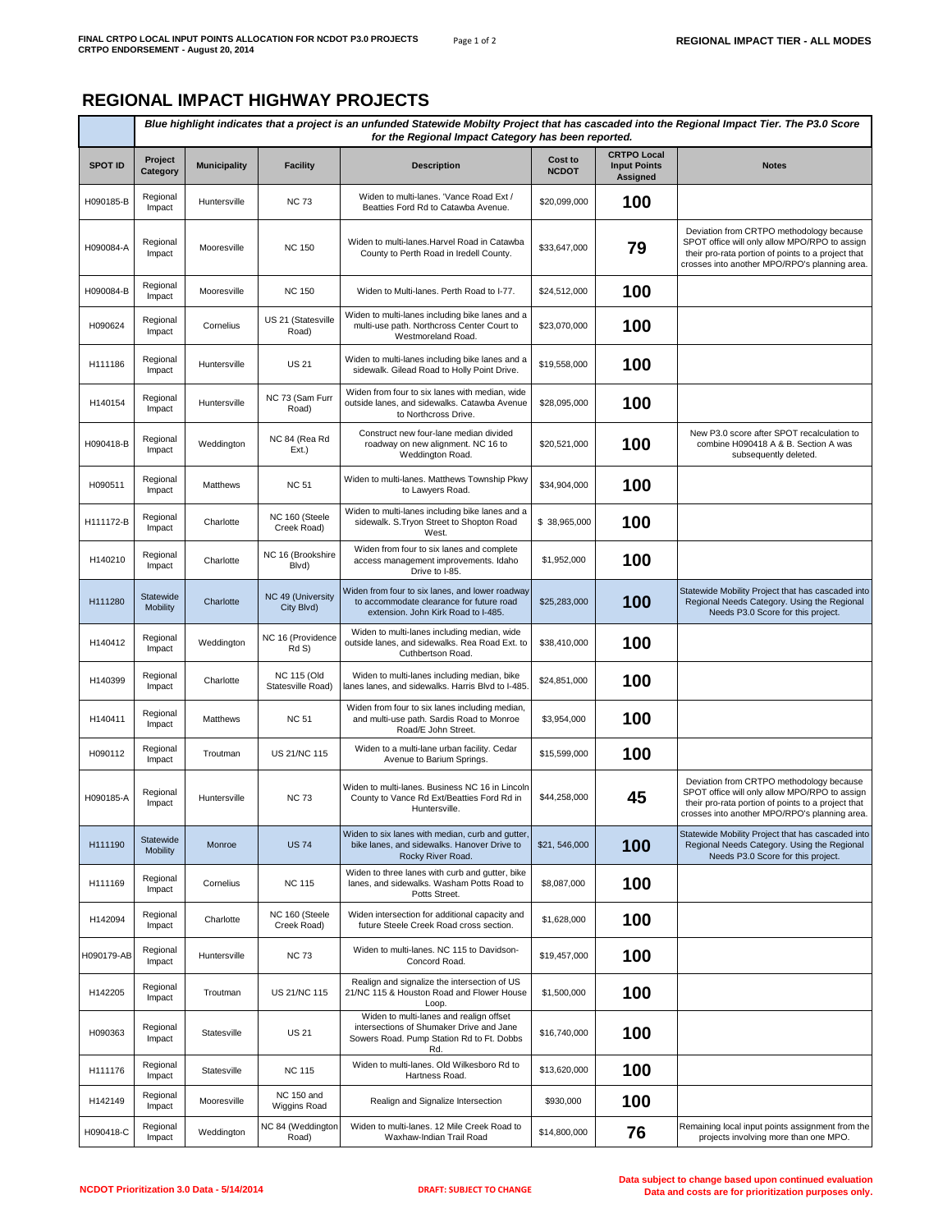## REGIONAL IMPACT HIGHWAY PROJECTS

*Blue highlight indicates that a project is an unfunded Statewide Mobilty Project that has cascaded into the Regional Impact Tier. The P3.0 Score for the Regional Impact Category has been reported.*

| SPOT ID | Project Category | Municipality | Facility | Description | Cost to NCDOT | CRTPO Local Input Points Assigned | Notes |
|---|---|---|---|---|---|---|---|
| H090185-B | Regional Impact | Huntersville | NC 73 | Widen to multi-lanes. 'Vance Road Ext / Beatties Ford Rd to Catawba Avenue. | $20,099,000 | **100** | |
| H090084-A | Regional Impact | Mooresville | NC 150 | Widen to multi-lanes.Harvel Road in Catawba County to Perth Road in Iredell County. | $33,647,000 | **79** | Deviation from CRTPO methodology because SPOT office will only allow MPO/RPO to assign their pro-rata portion of points to a project that crosses into another MPO/RPO's planning area. |
| H090084-B | Regional Impact | Mooresville | NC 150 | Widen to Multi-lanes. Perth Road to I-77. | $24,512,000 | **100** | |
| H090624 | Regional Impact | Cornelius | US 21 (Statesville Road) | Widen to multi-lanes including bike lanes and a multi-use path. Northcross Center Court to Westmoreland Road. | $23,070,000 | **100** | |
| H111186 | Regional Impact | Huntersville | US 21 | Widen to multi-lanes including bike lanes and a sidewalk. Gilead Road to Holly Point Drive. | $19,558,000 | **100** | |
| H140154 | Regional Impact | Huntersville | NC 73 (Sam Furr Road) | Widen from four to six lanes with median, wide outside lanes, and sidewalks. Catawba Avenue to Northcross Drive. | $28,095,000 | **100** | |
| H090418-B | Regional Impact | Weddington | NC 84 (Rea Rd Ext.) | Construct new four-lane median divided roadway on new alignment. NC 16 to Weddington Road. | $20,521,000 | **100** | New P3.0 score after SPOT recalculation to combine H090418 A & B. Section A was subsequently deleted. |
| H090511 | Regional Impact | Matthews | NC 51 | Widen to multi-lanes. Matthews Township Pkwy to Lawyers Road. | $34,904,000 | **100** | |
| H111172-B | Regional Impact | Charlotte | NC 160 (Steele Creek Road) | Widen to multi-lanes including bike lanes and a sidewalk. S.Tryon Street to Shopton Road West. | $ 38,965,000 | **100** | |
| H140210 | Regional Impact | Charlotte | NC 16 (Brookshire Blvd) | Widen from four to six lanes and complete access management improvements. Idaho Drive to I-85. | $1,952,000 | **100** | |
| H111280 | Statewide Mobility | Charlotte | NC 49 (University City Blvd) | Widen from four to six lanes, and lower roadway to accommodate clearance for future road extension. John Kirk Road to I-485. | $25,283,000 | **100** | Statewide Mobility Project that has cascaded into Regional Needs Category. Using the Regional Needs P3.0 Score for this project. |
| H140412 | Regional Impact | Weddington | NC 16 (Providence Rd S) | Widen to multi-lanes including median, wide outside lanes, and sidewalks. Rea Road Ext. to Cuthbertson Road. | $38,410,000 | **100** | |
| H140399 | Regional Impact | Charlotte | NC 115 (Old Statesville Road) | Widen to multi-lanes including median, bike lanes lanes, and sidewalks. Harris Blvd to I-485. | $24,851,000 | **100** | |
| H140411 | Regional Impact | Matthews | NC 51 | Widen from four to six lanes including median, and multi-use path. Sardis Road to Monroe Road/E John Street. | $3,954,000 | **100** | |
| H090112 | Regional Impact | Troutman | US 21/NC 115 | Widen to a multi-lane urban facility. Cedar Avenue to Barium Springs. | $15,599,000 | **100** | |
| H090185-A | Regional Impact | Huntersville | NC 73 | Widen to multi-lanes. Business NC 16 in Lincoln County to Vance Rd Ext/Beatties Ford Rd in Huntersville. | $44,258,000 | **45** | Deviation from CRTPO methodology because SPOT office will only allow MPO/RPO to assign their pro-rata portion of points to a project that crosses into another MPO/RPO's planning area. |
| H111190 | Statewide Mobility | Monroe | US 74 | Widen to six lanes with median, curb and gutter, bike lanes, and sidewalks. Hanover Drive to Rocky River Road. | $21, 546,000 | **100** | Statewide Mobility Project that has cascaded into Regional Needs Category. Using the Regional Needs P3.0 Score for this project. |
| H111169 | Regional Impact | Cornelius | NC 115 | Widen to three lanes with curb and gutter, bike lanes, and sidewalks. Washam Potts Road to Potts Street. | $8,087,000 | **100** | |
| H142094 | Regional Impact | Charlotte | NC 160 (Steele Creek Road) | Widen intersection for additional capacity and future Steele Creek Road cross section. | $1,628,000 | **100** | |
| H090179-AB | Regional Impact | Huntersville | NC 73 | Widen to multi-lanes. NC 115 to Davidson-Concord Road. | $19,457,000 | **100** | |
| H142205 | Regional Impact | Troutman | US 21/NC 115 | Realign and signalize the intersection of US 21/NC 115 & Houston Road and Flower House Loop. | $1,500,000 | **100** | |
| H090363 | Regional Impact | Statesville | US 21 | Widen to multi-lanes and realign offset intersections of Shumaker Drive and Jane Sowers Road. Pump Station Rd to Ft. Dobbs Rd. | $16,740,000 | **100** | |
| H111176 | Regional Impact | Statesville | NC 115 | Widen to multi-lanes. Old Wilkesboro Rd to Hartness Road. | $13,620,000 | **100** | |
| H142149 | Regional Impact | Mooresville | NC 150 and Wiggins Road | Realign and Signalize Intersection | $930,000 | **100** | |
| H090418-C | Regional Impact | Weddington | NC 84 (Weddington Road) | Widen to multi-lanes. 12 Mile Creek Road to Waxhaw-Indian Trail Road | $14,800,000 | **76** | Remaining local input points assignment from the projects involving more than one MPO. |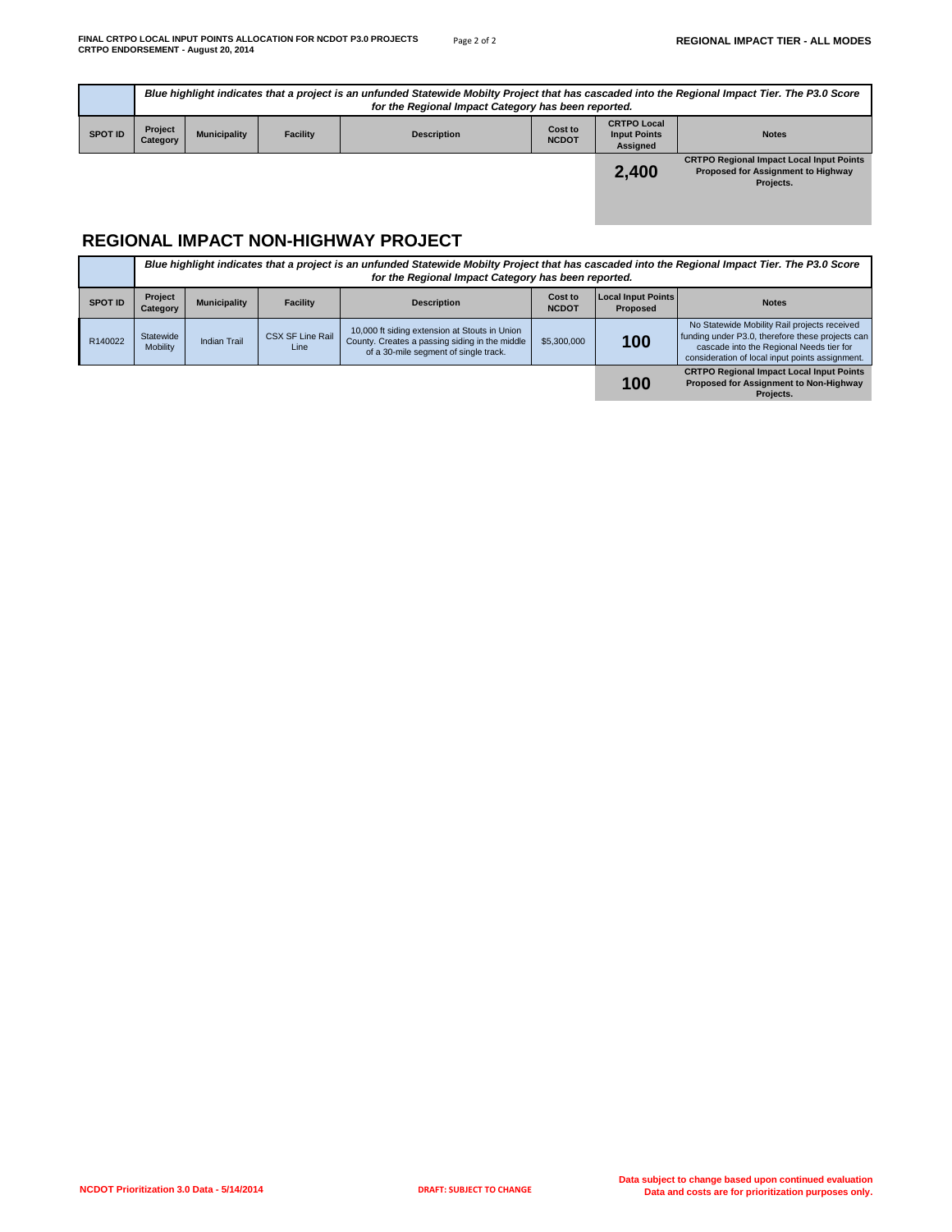| | *Blue highlight indicates that a project is an unfunded Statewide Mobilty Project that has cascaded into the Regional Impact Tier. The P3.0 Score for the Regional Impact Category has been reported.* | | | | | | |
|---|---|---|---|---|---|---|---|
| **SPOT ID** | **Project Category** | **Municipality** | **Facility** | **Description** | **Cost to NCDOT** | **CRTPO Local Input Points Assigned** | **Notes** |
| | | | | | | **2,400** | **CRTPO Regional Impact Local Input Points Proposed for Assignment to Highway Projects.** |

## REGIONAL IMPACT NON-HIGHWAY PROJECT

| | *Blue highlight indicates that a project is an unfunded Statewide Mobilty Project that has cascaded into the Regional Impact Tier. The P3.0 Score for the Regional Impact Category has been reported.* | | | | | | |
|---|---|---|---|---|---|---|---|
| **SPOT ID** | **Project Category** | **Municipality** | **Facility** | **Description** | **Cost to NCDOT** | **Local Input Points Proposed** | **Notes** |
| R140022 | Statewide Mobility | Indian Trail | CSX SF Line Rail Line | 10,000 ft siding extension at Stouts in Union County. Creates a passing siding in the middle of a 30-mile segment of single track. | $5,300,000 | **100** | No Statewide Mobility Rail projects received funding under P3.0, therefore these projects can cascade into the Regional Needs tier for consideration of local input points assignment. |
| | | | | | | **100** | **CRTPO Regional Impact Local Input Points Proposed for Assignment to Non-Highway Projects.** |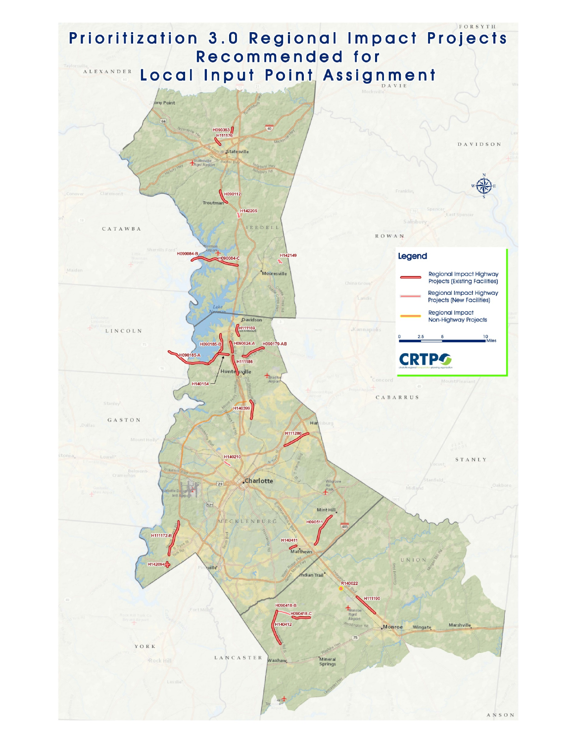# Prioritization 3.0 Regional Impact Projects Recommended for Local Input Point Assignment

Legend

Regional Impact Highway Projects (Existing Facilities)

Regional Impact Highway Projects (New Facilities)

Regional Impact Non-Highway Projects

0 2.5 5 10 Miles

CRTPO

H090363
H111176
H090112
H142205
H090084-B
H090084-C
H142149
H111169
H090185-B
H090624-A
H090179-AB
H090185-A
H111186
H140154
H140399
H111280
H140210
H090511
H111172-B
H140411
H142094
R140022
H111190
H090418-B
H090418-C
H140412

FORSYTH
ALEXANDER
DAVIE
DAVIDSON
CATAWBA
IREDELL
ROWAN
LINCOLN
CABARRUS
GASTON
STANLY
MECKLENBURG
UNION
YORK
LANCASTER
ANSON

Statesville
Troutman
Mooresville
Davidson
Cornelius
Huntersville
Harrisburg
Charlotte
Mint Hill
Matthews
Indian Trail
Monroe
Wingate
Marshville
Waxhaw
Mineral Springs